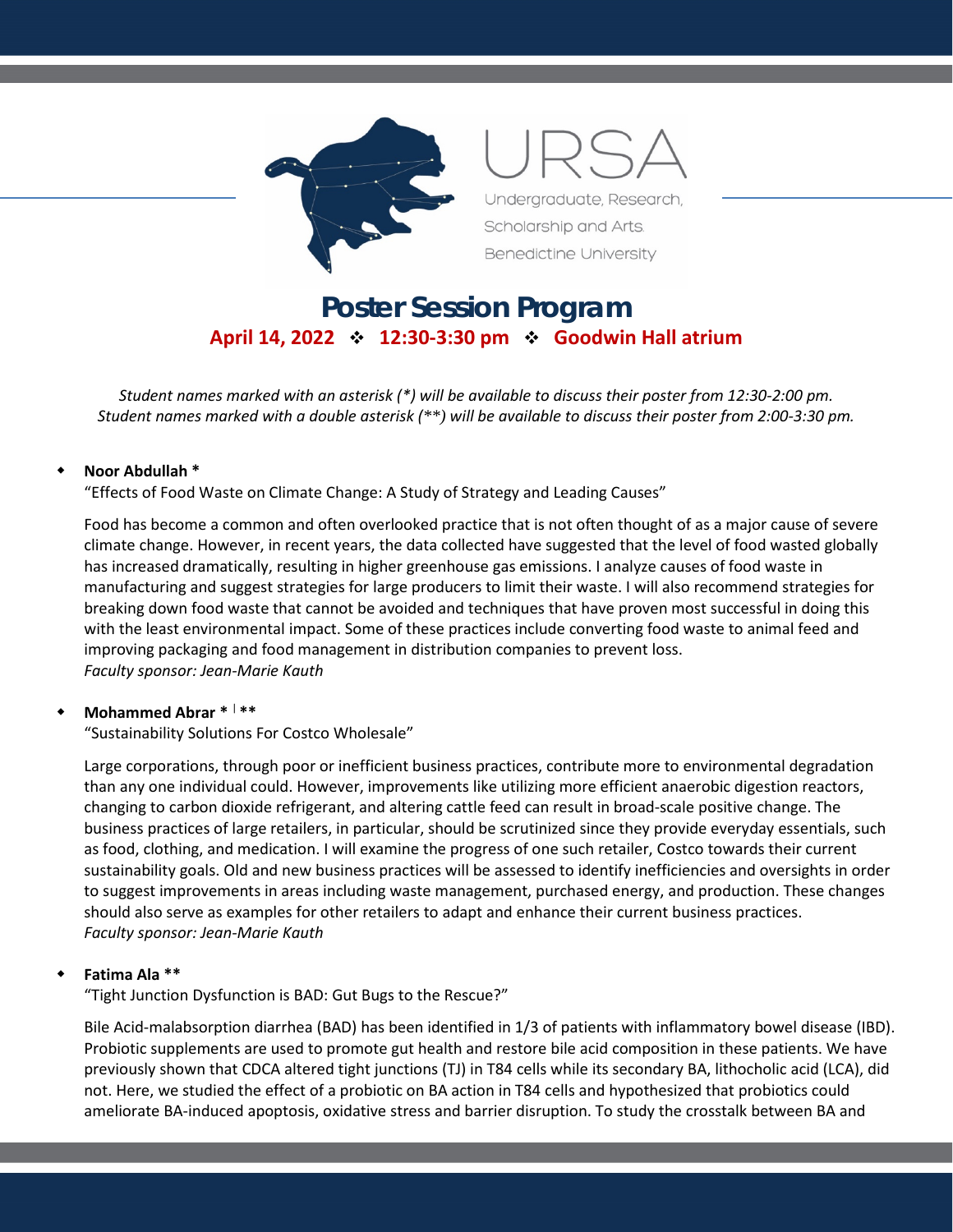URSA

Undergraduate, Research, Scholarship and Arts

Benedictine University

# Poster Session Program

**April 14, 2022 ❖ 12:30-3:30 pm ❖ Goodwin Hall atrium**

*Student names marked with an asterisk (*) will be available to discuss their poster from 12:30-2:00 pm. Student names marked with a double asterisk (**) will be available to discuss their poster from 2:00-3:30 pm.*

- **Noor Abdullah ***

  "Effects of Food Waste on Climate Change: A Study of Strategy and Leading Causes"

  Food has become a common and often overlooked practice that is not often thought of as a major cause of severe climate change. However, in recent years, the data collected have suggested that the level of food wasted globally has increased dramatically, resulting in higher greenhouse gas emissions. I analyze causes of food waste in manufacturing and suggest strategies for large producers to limit their waste. I will also recommend strategies for breaking down food waste that cannot be avoided and techniques that have proven most successful in doing this with the least environmental impact. Some of these practices include converting food waste to animal feed and improving packaging and food management in distribution companies to prevent loss.
  *Faculty sponsor: Jean-Marie Kauth*

- **Mohammed Abrar * | ****

  "Sustainability Solutions For Costco Wholesale"

  Large corporations, through poor or inefficient business practices, contribute more to environmental degradation than any one individual could. However, improvements like utilizing more efficient anaerobic digestion reactors, changing to carbon dioxide refrigerant, and altering cattle feed can result in broad-scale positive change. The business practices of large retailers, in particular, should be scrutinized since they provide everyday essentials, such as food, clothing, and medication. I will examine the progress of one such retailer, Costco towards their current sustainability goals. Old and new business practices will be assessed to identify inefficiencies and oversights in order to suggest improvements in areas including waste management, purchased energy, and production. These changes should also serve as examples for other retailers to adapt and enhance their current business practices.
  *Faculty sponsor: Jean-Marie Kauth*

- **Fatima Ala ****

  "Tight Junction Dysfunction is BAD: Gut Bugs to the Rescue?"

  Bile Acid-malabsorption diarrhea (BAD) has been identified in 1/3 of patients with inflammatory bowel disease (IBD). Probiotic supplements are used to promote gut health and restore bile acid composition in these patients. We have previously shown that CDCA altered tight junctions (TJ) in T84 cells while its secondary BA, lithocholic acid (LCA), did not. Here, we studied the effect of a probiotic on BA action in T84 cells and hypothesized that probiotics could ameliorate BA-induced apoptosis, oxidative stress and barrier disruption. To study the crosstalk between BA and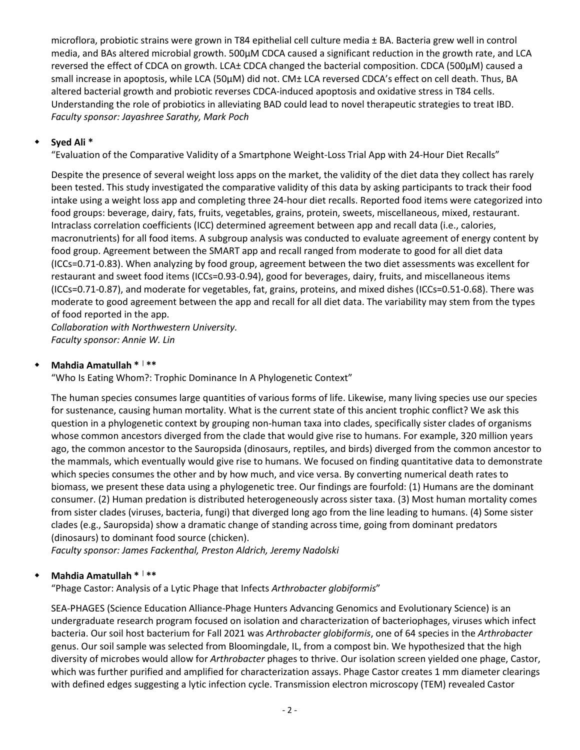microflora, probiotic strains were grown in T84 epithelial cell culture media ± BA. Bacteria grew well in control media, and BAs altered microbial growth. 500µM CDCA caused a significant reduction in the growth rate, and LCA reversed the effect of CDCA on growth. LCA± CDCA changed the bacterial composition. CDCA (500µM) caused a small increase in apoptosis, while LCA (50µM) did not. CM± LCA reversed CDCA's effect on cell death. Thus, BA altered bacterial growth and probiotic reverses CDCA-induced apoptosis and oxidative stress in T84 cells. Understanding the role of probiotics in alleviating BAD could lead to novel therapeutic strategies to treat IBD.
*Faculty sponsor: Jayashree Sarathy, Mark Poch*

- **Syed Ali ***

  "Evaluation of the Comparative Validity of a Smartphone Weight-Loss Trial App with 24-Hour Diet Recalls"

  Despite the presence of several weight loss apps on the market, the validity of the diet data they collect has rarely been tested. This study investigated the comparative validity of this data by asking participants to track their food intake using a weight loss app and completing three 24-hour diet recalls. Reported food items were categorized into food groups: beverage, dairy, fats, fruits, vegetables, grains, protein, sweets, miscellaneous, mixed, restaurant. Intraclass correlation coefficients (ICC) determined agreement between app and recall data (i.e., calories, macronutrients) for all food items. A subgroup analysis was conducted to evaluate agreement of energy content by food group. Agreement between the SMART app and recall ranged from moderate to good for all diet data (ICCs=0.71-0.83). When analyzing by food group, agreement between the two diet assessments was excellent for restaurant and sweet food items (ICCs=0.93-0.94), good for beverages, dairy, fruits, and miscellaneous items (ICCs=0.71-0.87), and moderate for vegetables, fat, grains, proteins, and mixed dishes (ICCs=0.51-0.68). There was moderate to good agreement between the app and recall for all diet data. The variability may stem from the types of food reported in the app.
  *Collaboration with Northwestern University.*
  *Faculty sponsor: Annie W. Lin*

- **Mahdia Amatullah * | ****

  "Who Is Eating Whom?: Trophic Dominance In A Phylogenetic Context"

  The human species consumes large quantities of various forms of life. Likewise, many living species use our species for sustenance, causing human mortality. What is the current state of this ancient trophic conflict? We ask this question in a phylogenetic context by grouping non-human taxa into clades, specifically sister clades of organisms whose common ancestors diverged from the clade that would give rise to humans. For example, 320 million years ago, the common ancestor to the Sauropsida (dinosaurs, reptiles, and birds) diverged from the common ancestor to the mammals, which eventually would give rise to humans. We focused on finding quantitative data to demonstrate which species consumes the other and by how much, and vice versa. By converting numerical death rates to biomass, we present these data using a phylogenetic tree. Our findings are fourfold: (1) Humans are the dominant consumer. (2) Human predation is distributed heterogeneously across sister taxa. (3) Most human mortality comes from sister clades (viruses, bacteria, fungi) that diverged long ago from the line leading to humans. (4) Some sister clades (e.g., Sauropsida) show a dramatic change of standing across time, going from dominant predators (dinosaurs) to dominant food source (chicken).
  *Faculty sponsor: James Fackenthal, Preston Aldrich, Jeremy Nadolski*

- **Mahdia Amatullah * | ****

  "Phage Castor: Analysis of a Lytic Phage that Infects *Arthrobacter globiformis*"

  SEA-PHAGES (Science Education Alliance-Phage Hunters Advancing Genomics and Evolutionary Science) is an undergraduate research program focused on isolation and characterization of bacteriophages, viruses which infect bacteria. Our soil host bacterium for Fall 2021 was *Arthrobacter globiformis*, one of 64 species in the *Arthrobacter* genus. Our soil sample was selected from Bloomingdale, IL, from a compost bin. We hypothesized that the high diversity of microbes would allow for *Arthrobacter* phages to thrive. Our isolation screen yielded one phage, Castor, which was further purified and amplified for characterization assays. Phage Castor creates 1 mm diameter clearings with defined edges suggesting a lytic infection cycle. Transmission electron microscopy (TEM) revealed Castor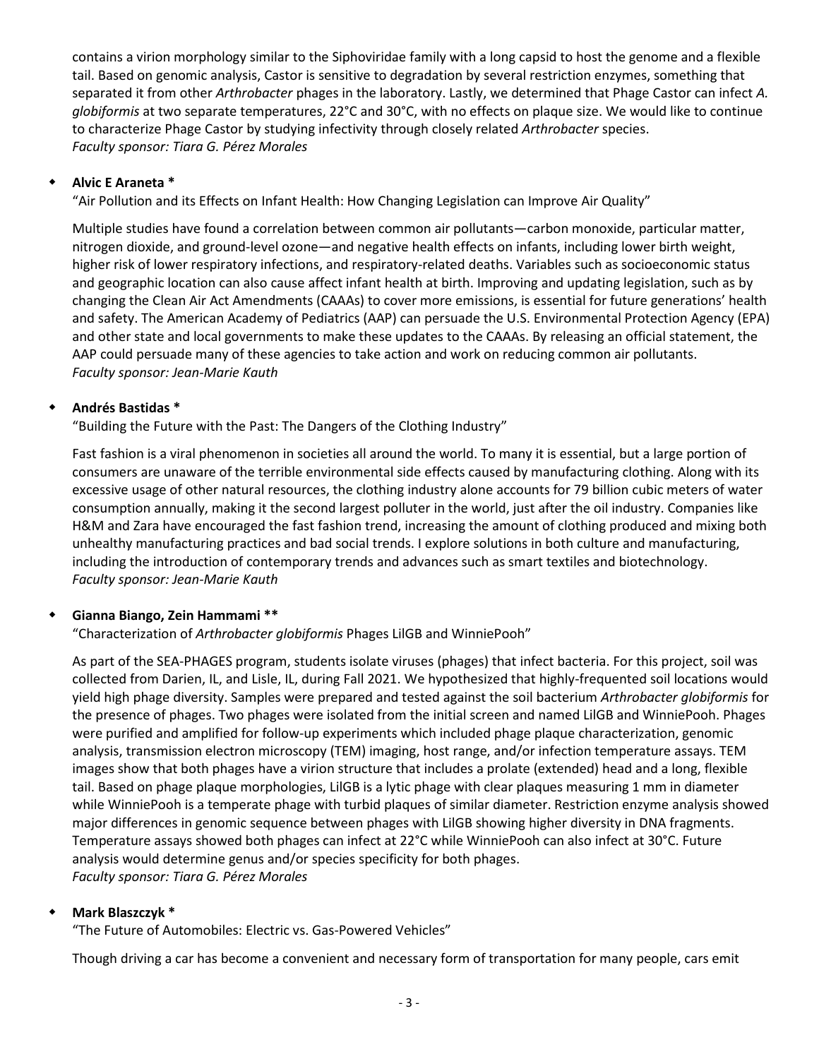contains a virion morphology similar to the Siphoviridae family with a long capsid to host the genome and a flexible tail. Based on genomic analysis, Castor is sensitive to degradation by several restriction enzymes, something that separated it from other *Arthrobacter* phages in the laboratory. Lastly, we determined that Phage Castor can infect *A. globiformis* at two separate temperatures, 22°C and 30°C, with no effects on plaque size. We would like to continue to characterize Phage Castor by studying infectivity through closely related *Arthrobacter* species.
*Faculty sponsor: Tiara G. Pérez Morales*

- **Alvic E Araneta \***

  "Air Pollution and its Effects on Infant Health: How Changing Legislation can Improve Air Quality"

  Multiple studies have found a correlation between common air pollutants—carbon monoxide, particular matter, nitrogen dioxide, and ground-level ozone—and negative health effects on infants, including lower birth weight, higher risk of lower respiratory infections, and respiratory-related deaths. Variables such as socioeconomic status and geographic location can also cause affect infant health at birth. Improving and updating legislation, such as by changing the Clean Air Act Amendments (CAAAs) to cover more emissions, is essential for future generations' health and safety. The American Academy of Pediatrics (AAP) can persuade the U.S. Environmental Protection Agency (EPA) and other state and local governments to make these updates to the CAAAs. By releasing an official statement, the AAP could persuade many of these agencies to take action and work on reducing common air pollutants.
  *Faculty sponsor: Jean-Marie Kauth*

- **Andrés Bastidas \***

  "Building the Future with the Past: The Dangers of the Clothing Industry"

  Fast fashion is a viral phenomenon in societies all around the world. To many it is essential, but a large portion of consumers are unaware of the terrible environmental side effects caused by manufacturing clothing. Along with its excessive usage of other natural resources, the clothing industry alone accounts for 79 billion cubic meters of water consumption annually, making it the second largest polluter in the world, just after the oil industry. Companies like H&M and Zara have encouraged the fast fashion trend, increasing the amount of clothing produced and mixing both unhealthy manufacturing practices and bad social trends. I explore solutions in both culture and manufacturing, including the introduction of contemporary trends and advances such as smart textiles and biotechnology.
  *Faculty sponsor: Jean-Marie Kauth*

- **Gianna Biango, Zein Hammami \*\***

  "Characterization of *Arthrobacter globiformis* Phages LilGB and WinniePooh"

  As part of the SEA-PHAGES program, students isolate viruses (phages) that infect bacteria. For this project, soil was collected from Darien, IL, and Lisle, IL, during Fall 2021. We hypothesized that highly-frequented soil locations would yield high phage diversity. Samples were prepared and tested against the soil bacterium *Arthrobacter globiformis* for the presence of phages. Two phages were isolated from the initial screen and named LilGB and WinniePooh. Phages were purified and amplified for follow-up experiments which included phage plaque characterization, genomic analysis, transmission electron microscopy (TEM) imaging, host range, and/or infection temperature assays. TEM images show that both phages have a virion structure that includes a prolate (extended) head and a long, flexible tail. Based on phage plaque morphologies, LilGB is a lytic phage with clear plaques measuring 1 mm in diameter while WinniePooh is a temperate phage with turbid plaques of similar diameter. Restriction enzyme analysis showed major differences in genomic sequence between phages with LilGB showing higher diversity in DNA fragments. Temperature assays showed both phages can infect at 22°C while WinniePooh can also infect at 30°C. Future analysis would determine genus and/or species specificity for both phages.
  *Faculty sponsor: Tiara G. Pérez Morales*

- **Mark Blaszczyk \***

  "The Future of Automobiles: Electric vs. Gas-Powered Vehicles"

  Though driving a car has become a convenient and necessary form of transportation for many people, cars emit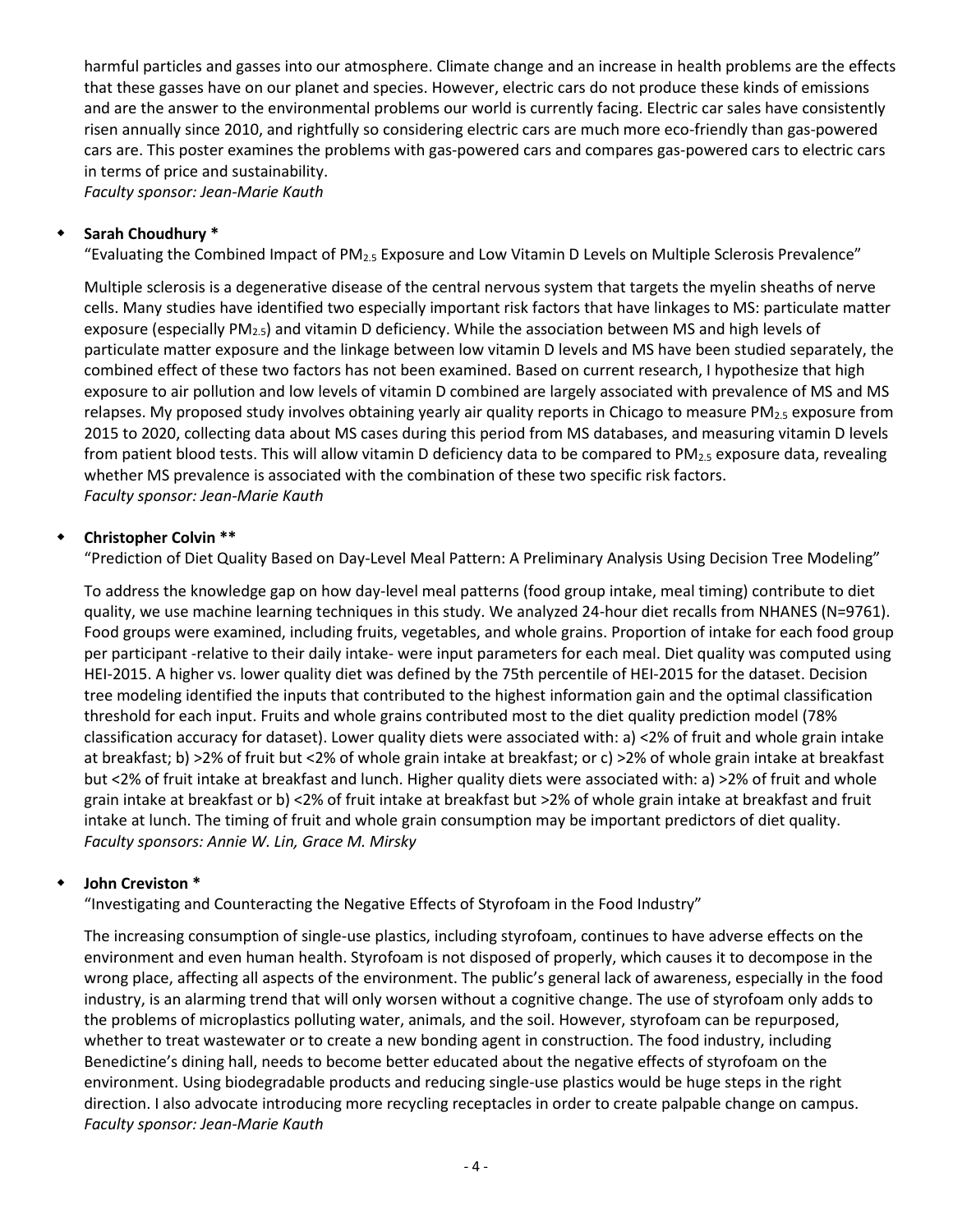harmful particles and gasses into our atmosphere. Climate change and an increase in health problems are the effects that these gasses have on our planet and species. However, electric cars do not produce these kinds of emissions and are the answer to the environmental problems our world is currently facing. Electric car sales have consistently risen annually since 2010, and rightfully so considering electric cars are much more eco-friendly than gas-powered cars are. This poster examines the problems with gas-powered cars and compares gas-powered cars to electric cars in terms of price and sustainability.
*Faculty sponsor: Jean-Marie Kauth*

- **Sarah Choudhury ***

  "Evaluating the Combined Impact of $PM_{2.5}$ Exposure and Low Vitamin D Levels on Multiple Sclerosis Prevalence"

  Multiple sclerosis is a degenerative disease of the central nervous system that targets the myelin sheaths of nerve cells. Many studies have identified two especially important risk factors that have linkages to MS: particulate matter exposure (especially $PM_{2.5}$) and vitamin D deficiency. While the association between MS and high levels of particulate matter exposure and the linkage between low vitamin D levels and MS have been studied separately, the combined effect of these two factors has not been examined. Based on current research, I hypothesize that high exposure to air pollution and low levels of vitamin D combined are largely associated with prevalence of MS and MS relapses. My proposed study involves obtaining yearly air quality reports in Chicago to measure $PM_{2.5}$ exposure from 2015 to 2020, collecting data about MS cases during this period from MS databases, and measuring vitamin D levels from patient blood tests. This will allow vitamin D deficiency data to be compared to $PM_{2.5}$ exposure data, revealing whether MS prevalence is associated with the combination of these two specific risk factors.
  *Faculty sponsor: Jean-Marie Kauth*

- **Christopher Colvin ****

  "Prediction of Diet Quality Based on Day-Level Meal Pattern: A Preliminary Analysis Using Decision Tree Modeling"

  To address the knowledge gap on how day-level meal patterns (food group intake, meal timing) contribute to diet quality, we use machine learning techniques in this study. We analyzed 24-hour diet recalls from NHANES (N=9761). Food groups were examined, including fruits, vegetables, and whole grains. Proportion of intake for each food group per participant -relative to their daily intake- were input parameters for each meal. Diet quality was computed using HEI-2015. A higher vs. lower quality diet was defined by the 75th percentile of HEI-2015 for the dataset. Decision tree modeling identified the inputs that contributed to the highest information gain and the optimal classification threshold for each input. Fruits and whole grains contributed most to the diet quality prediction model (78% classification accuracy for dataset). Lower quality diets were associated with: a) <2% of fruit and whole grain intake at breakfast; b) >2% of fruit but <2% of whole grain intake at breakfast; or c) >2% of whole grain intake at breakfast but <2% of fruit intake at breakfast and lunch. Higher quality diets were associated with: a) >2% of fruit and whole grain intake at breakfast or b) <2% of fruit intake at breakfast but >2% of whole grain intake at breakfast and fruit intake at lunch. The timing of fruit and whole grain consumption may be important predictors of diet quality.
  *Faculty sponsors: Annie W. Lin, Grace M. Mirsky*

- **John Creviston ***

  "Investigating and Counteracting the Negative Effects of Styrofoam in the Food Industry"

  The increasing consumption of single-use plastics, including styrofoam, continues to have adverse effects on the environment and even human health. Styrofoam is not disposed of properly, which causes it to decompose in the wrong place, affecting all aspects of the environment. The public's general lack of awareness, especially in the food industry, is an alarming trend that will only worsen without a cognitive change. The use of styrofoam only adds to the problems of microplastics polluting water, animals, and the soil. However, styrofoam can be repurposed, whether to treat wastewater or to create a new bonding agent in construction. The food industry, including Benedictine's dining hall, needs to become better educated about the negative effects of styrofoam on the environment. Using biodegradable products and reducing single-use plastics would be huge steps in the right direction. I also advocate introducing more recycling receptacles in order to create palpable change on campus.
  *Faculty sponsor: Jean-Marie Kauth*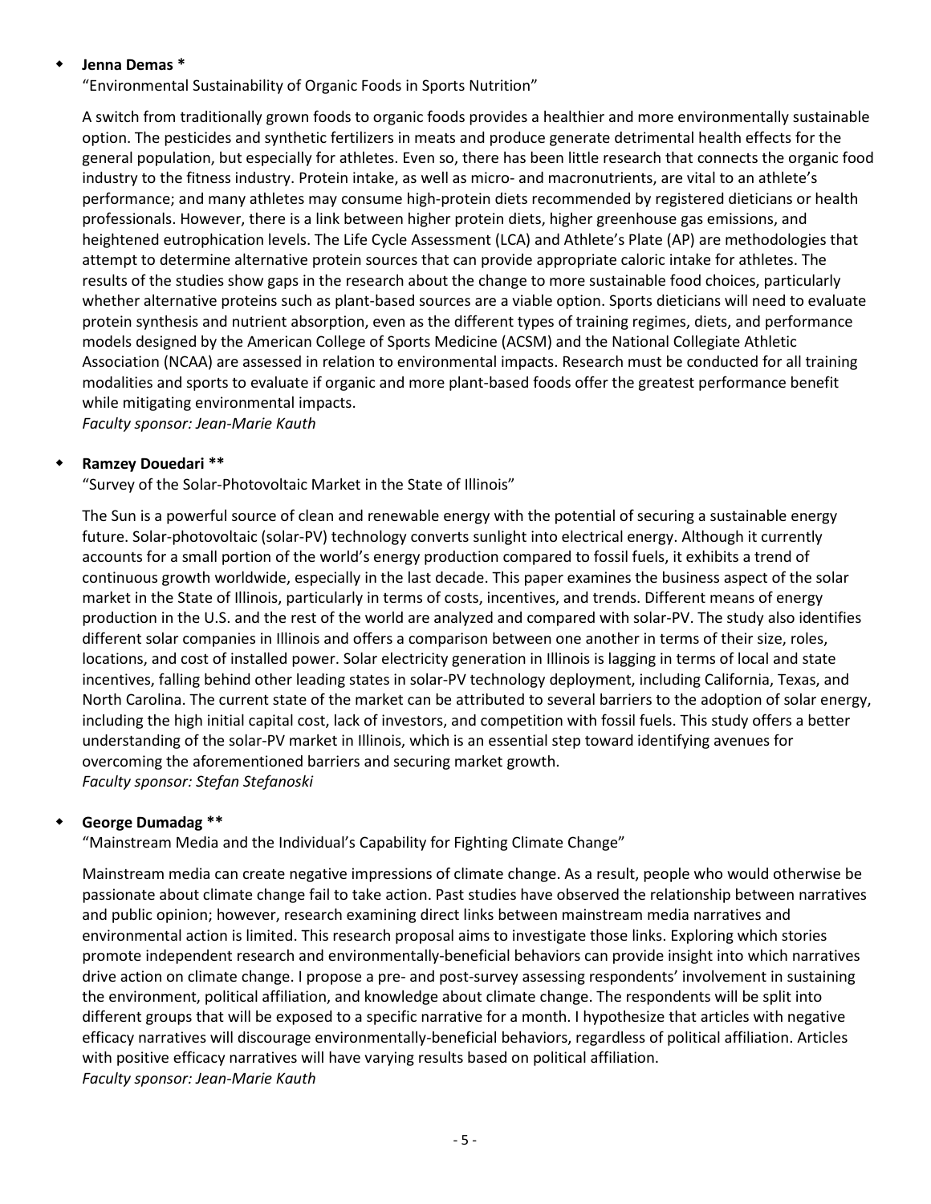- **Jenna Demas ***

  "Environmental Sustainability of Organic Foods in Sports Nutrition"

  A switch from traditionally grown foods to organic foods provides a healthier and more environmentally sustainable option. The pesticides and synthetic fertilizers in meats and produce generate detrimental health effects for the general population, but especially for athletes. Even so, there has been little research that connects the organic food industry to the fitness industry. Protein intake, as well as micro- and macronutrients, are vital to an athlete's performance; and many athletes may consume high-protein diets recommended by registered dieticians or health professionals. However, there is a link between higher protein diets, higher greenhouse gas emissions, and heightened eutrophication levels. The Life Cycle Assessment (LCA) and Athlete's Plate (AP) are methodologies that attempt to determine alternative protein sources that can provide appropriate caloric intake for athletes. The results of the studies show gaps in the research about the change to more sustainable food choices, particularly whether alternative proteins such as plant-based sources are a viable option. Sports dieticians will need to evaluate protein synthesis and nutrient absorption, even as the different types of training regimes, diets, and performance models designed by the American College of Sports Medicine (ACSM) and the National Collegiate Athletic Association (NCAA) are assessed in relation to environmental impacts. Research must be conducted for all training modalities and sports to evaluate if organic and more plant-based foods offer the greatest performance benefit while mitigating environmental impacts.

  *Faculty sponsor: Jean-Marie Kauth*

- **Ramzey Douedari ****

  "Survey of the Solar-Photovoltaic Market in the State of Illinois"

  The Sun is a powerful source of clean and renewable energy with the potential of securing a sustainable energy future. Solar-photovoltaic (solar-PV) technology converts sunlight into electrical energy. Although it currently accounts for a small portion of the world's energy production compared to fossil fuels, it exhibits a trend of continuous growth worldwide, especially in the last decade. This paper examines the business aspect of the solar market in the State of Illinois, particularly in terms of costs, incentives, and trends. Different means of energy production in the U.S. and the rest of the world are analyzed and compared with solar-PV. The study also identifies different solar companies in Illinois and offers a comparison between one another in terms of their size, roles, locations, and cost of installed power. Solar electricity generation in Illinois is lagging in terms of local and state incentives, falling behind other leading states in solar-PV technology deployment, including California, Texas, and North Carolina. The current state of the market can be attributed to several barriers to the adoption of solar energy, including the high initial capital cost, lack of investors, and competition with fossil fuels. This study offers a better understanding of the solar-PV market in Illinois, which is an essential step toward identifying avenues for overcoming the aforementioned barriers and securing market growth.

  *Faculty sponsor: Stefan Stefanoski*

- **George Dumadag ****

  "Mainstream Media and the Individual's Capability for Fighting Climate Change"

  Mainstream media can create negative impressions of climate change. As a result, people who would otherwise be passionate about climate change fail to take action. Past studies have observed the relationship between narratives and public opinion; however, research examining direct links between mainstream media narratives and environmental action is limited. This research proposal aims to investigate those links. Exploring which stories promote independent research and environmentally-beneficial behaviors can provide insight into which narratives drive action on climate change. I propose a pre- and post-survey assessing respondents' involvement in sustaining the environment, political affiliation, and knowledge about climate change. The respondents will be split into different groups that will be exposed to a specific narrative for a month. I hypothesize that articles with negative efficacy narratives will discourage environmentally-beneficial behaviors, regardless of political affiliation. Articles with positive efficacy narratives will have varying results based on political affiliation.

  *Faculty sponsor: Jean-Marie Kauth*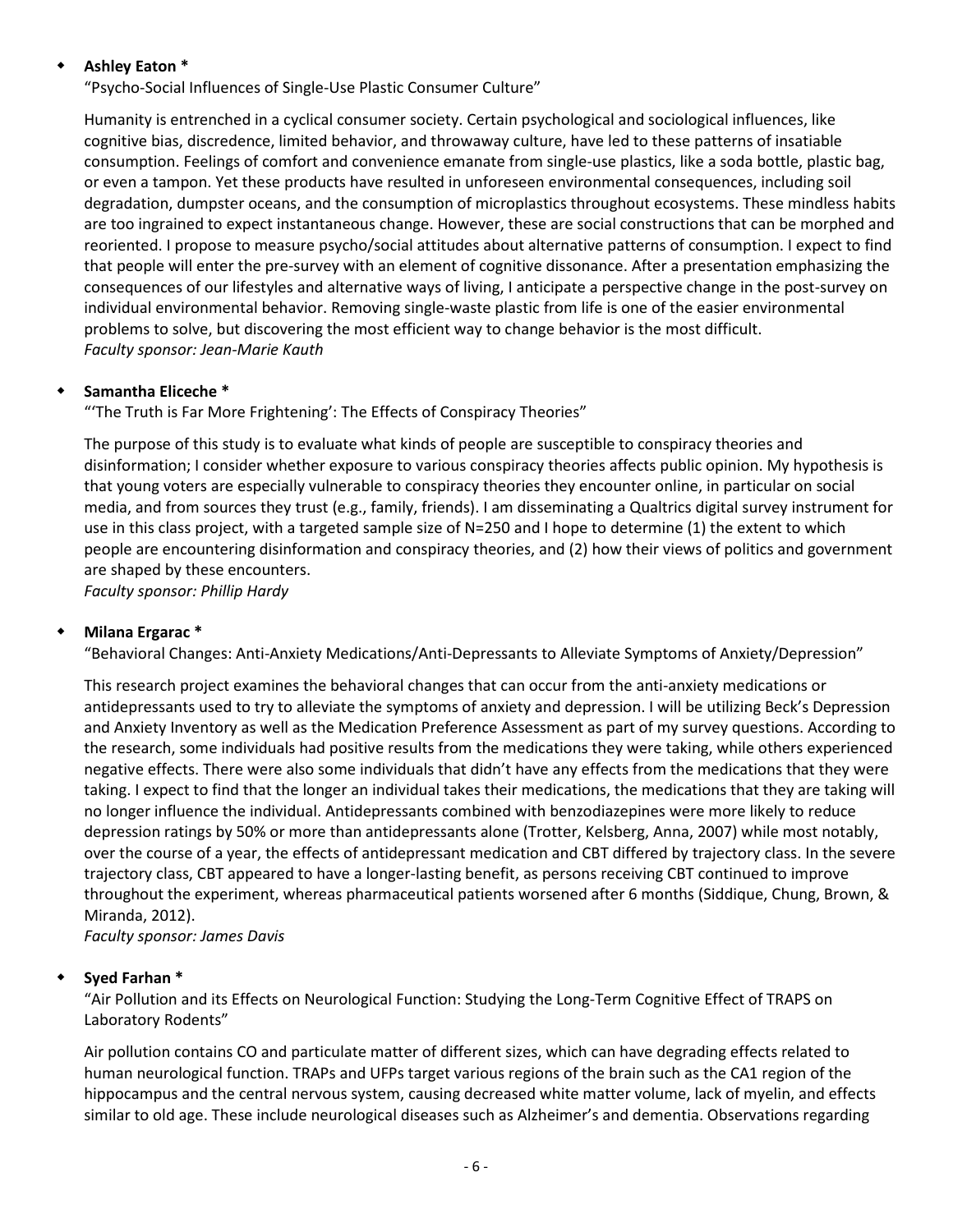- **Ashley Eaton ***

  "Psycho-Social Influences of Single-Use Plastic Consumer Culture"

  Humanity is entrenched in a cyclical consumer society. Certain psychological and sociological influences, like cognitive bias, discredence, limited behavior, and throwaway culture, have led to these patterns of insatiable consumption. Feelings of comfort and convenience emanate from single-use plastics, like a soda bottle, plastic bag, or even a tampon. Yet these products have resulted in unforeseen environmental consequences, including soil degradation, dumpster oceans, and the consumption of microplastics throughout ecosystems. These mindless habits are too ingrained to expect instantaneous change. However, these are social constructions that can be morphed and reoriented. I propose to measure psycho/social attitudes about alternative patterns of consumption. I expect to find that people will enter the pre-survey with an element of cognitive dissonance. After a presentation emphasizing the consequences of our lifestyles and alternative ways of living, I anticipate a perspective change in the post-survey on individual environmental behavior. Removing single-waste plastic from life is one of the easier environmental problems to solve, but discovering the most efficient way to change behavior is the most difficult.
  *Faculty sponsor: Jean-Marie Kauth*

- **Samantha Eliceche ***

  "'The Truth is Far More Frightening': The Effects of Conspiracy Theories"

  The purpose of this study is to evaluate what kinds of people are susceptible to conspiracy theories and disinformation; I consider whether exposure to various conspiracy theories affects public opinion. My hypothesis is that young voters are especially vulnerable to conspiracy theories they encounter online, in particular on social media, and from sources they trust (e.g., family, friends). I am disseminating a Qualtrics digital survey instrument for use in this class project, with a targeted sample size of N=250 and I hope to determine (1) the extent to which people are encountering disinformation and conspiracy theories, and (2) how their views of politics and government are shaped by these encounters.
  *Faculty sponsor: Phillip Hardy*

- **Milana Ergarac ***

  "Behavioral Changes: Anti-Anxiety Medications/Anti-Depressants to Alleviate Symptoms of Anxiety/Depression"

  This research project examines the behavioral changes that can occur from the anti-anxiety medications or antidepressants used to try to alleviate the symptoms of anxiety and depression. I will be utilizing Beck's Depression and Anxiety Inventory as well as the Medication Preference Assessment as part of my survey questions. According to the research, some individuals had positive results from the medications they were taking, while others experienced negative effects. There were also some individuals that didn't have any effects from the medications that they were taking. I expect to find that the longer an individual takes their medications, the medications that they are taking will no longer influence the individual. Antidepressants combined with benzodiazepines were more likely to reduce depression ratings by 50% or more than antidepressants alone (Trotter, Kelsberg, Anna, 2007) while most notably, over the course of a year, the effects of antidepressant medication and CBT differed by trajectory class. In the severe trajectory class, CBT appeared to have a longer-lasting benefit, as persons receiving CBT continued to improve throughout the experiment, whereas pharmaceutical patients worsened after 6 months (Siddique, Chung, Brown, & Miranda, 2012).
  *Faculty sponsor: James Davis*

- **Syed Farhan ***

  "Air Pollution and its Effects on Neurological Function: Studying the Long-Term Cognitive Effect of TRAPS on Laboratory Rodents"

  Air pollution contains CO and particulate matter of different sizes, which can have degrading effects related to human neurological function. TRAPs and UFPs target various regions of the brain such as the CA1 region of the hippocampus and the central nervous system, causing decreased white matter volume, lack of myelin, and effects similar to old age. These include neurological diseases such as Alzheimer's and dementia. Observations regarding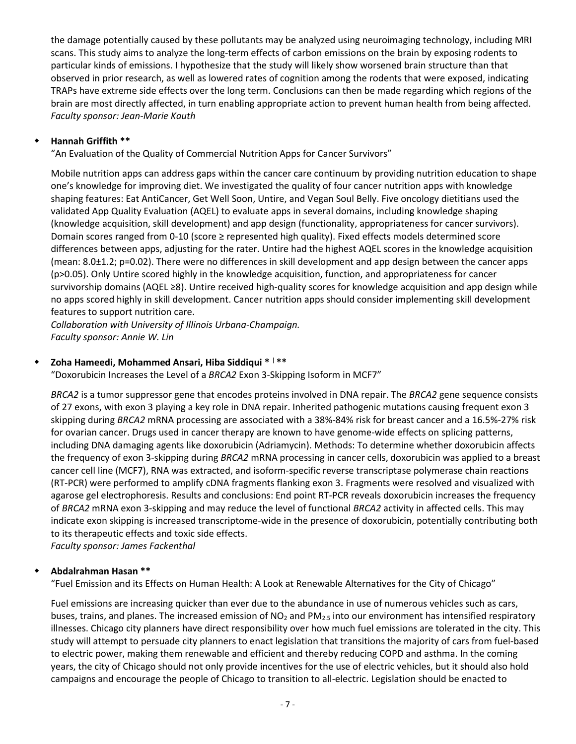the damage potentially caused by these pollutants may be analyzed using neuroimaging technology, including MRI scans. This study aims to analyze the long-term effects of carbon emissions on the brain by exposing rodents to particular kinds of emissions. I hypothesize that the study will likely show worsened brain structure than that observed in prior research, as well as lowered rates of cognition among the rodents that were exposed, indicating TRAPs have extreme side effects over the long term. Conclusions can then be made regarding which regions of the brain are most directly affected, in turn enabling appropriate action to prevent human health from being affected.
*Faculty sponsor: Jean-Marie Kauth*

- **Hannah Griffith \*\***

  "An Evaluation of the Quality of Commercial Nutrition Apps for Cancer Survivors"

  Mobile nutrition apps can address gaps within the cancer care continuum by providing nutrition education to shape one's knowledge for improving diet. We investigated the quality of four cancer nutrition apps with knowledge shaping features: Eat AntiCancer, Get Well Soon, Untire, and Vegan Soul Belly. Five oncology dietitians used the validated App Quality Evaluation (AQEL) to evaluate apps in several domains, including knowledge shaping (knowledge acquisition, skill development) and app design (functionality, appropriateness for cancer survivors). Domain scores ranged from 0-10 (score ≥ represented high quality). Fixed effects models determined score differences between apps, adjusting for the rater. Untire had the highest AQEL scores in the knowledge acquisition (mean: 8.0±1.2; p=0.02). There were no differences in skill development and app design between the cancer apps (p>0.05). Only Untire scored highly in the knowledge acquisition, function, and appropriateness for cancer survivorship domains (AQEL ≥8). Untire received high-quality scores for knowledge acquisition and app design while no apps scored highly in skill development. Cancer nutrition apps should consider implementing skill development features to support nutrition care.
  *Collaboration with University of Illinois Urbana-Champaign.*
  *Faculty sponsor: Annie W. Lin*

- **Zoha Hameedi, Mohammed Ansari, Hiba Siddiqui \* ǀ \*\***

  "Doxorubicin Increases the Level of a *BRCA2* Exon 3-Skipping Isoform in MCF7"

  *BRCA2* is a tumor suppressor gene that encodes proteins involved in DNA repair. The *BRCA2* gene sequence consists of 27 exons, with exon 3 playing a key role in DNA repair. Inherited pathogenic mutations causing frequent exon 3 skipping during *BRCA2* mRNA processing are associated with a 38%-84% risk for breast cancer and a 16.5%-27% risk for ovarian cancer. Drugs used in cancer therapy are known to have genome-wide effects on splicing patterns, including DNA damaging agents like doxorubicin (Adriamycin). Methods: To determine whether doxorubicin affects the frequency of exon 3-skipping during *BRCA2* mRNA processing in cancer cells, doxorubicin was applied to a breast cancer cell line (MCF7), RNA was extracted, and isoform-specific reverse transcriptase polymerase chain reactions (RT-PCR) were performed to amplify cDNA fragments flanking exon 3. Fragments were resolved and visualized with agarose gel electrophoresis. Results and conclusions: End point RT-PCR reveals doxorubicin increases the frequency of *BRCA2* mRNA exon 3-skipping and may reduce the level of functional *BRCA2* activity in affected cells. This may indicate exon skipping is increased transcriptome-wide in the presence of doxorubicin, potentially contributing both to its therapeutic effects and toxic side effects.
  *Faculty sponsor: James Fackenthal*

- **Abdalrahman Hasan \*\***

  "Fuel Emission and its Effects on Human Health: A Look at Renewable Alternatives for the City of Chicago"

  Fuel emissions are increasing quicker than ever due to the abundance in use of numerous vehicles such as cars, buses, trains, and planes. The increased emission of $NO_2$ and $PM_{2.5}$ into our environment has intensified respiratory illnesses. Chicago city planners have direct responsibility over how much fuel emissions are tolerated in the city. This study will attempt to persuade city planners to enact legislation that transitions the majority of cars from fuel-based to electric power, making them renewable and efficient and thereby reducing COPD and asthma. In the coming years, the city of Chicago should not only provide incentives for the use of electric vehicles, but it should also hold campaigns and encourage the people of Chicago to transition to all-electric. Legislation should be enacted to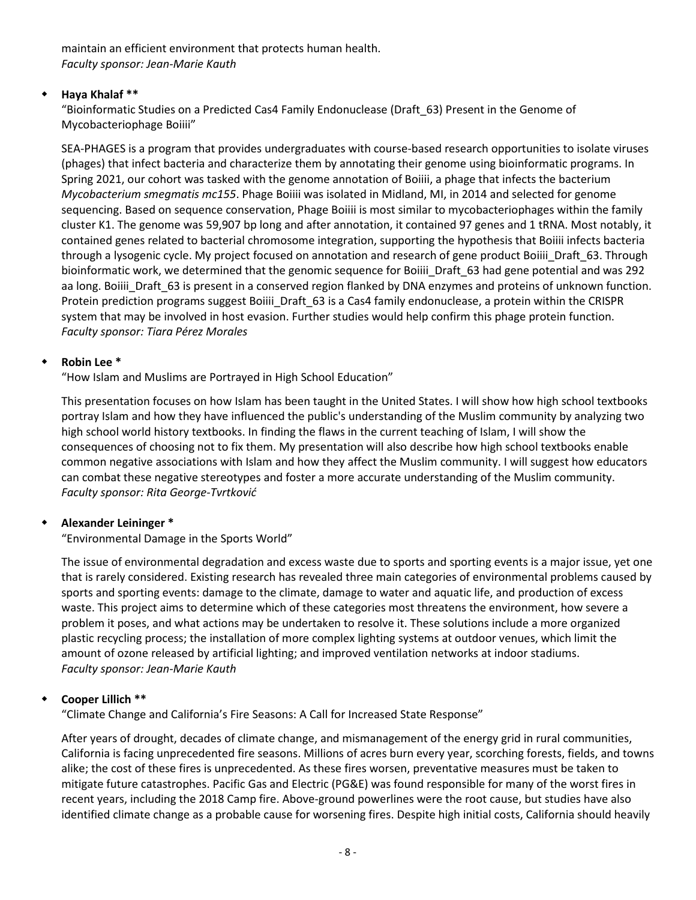maintain an efficient environment that protects human health.
*Faculty sponsor: Jean-Marie Kauth*

- **Haya Khalaf \*\***

  "Bioinformatic Studies on a Predicted Cas4 Family Endonuclease (Draft_63) Present in the Genome of Mycobacteriophage Boiiii"

  SEA-PHAGES is a program that provides undergraduates with course-based research opportunities to isolate viruses (phages) that infect bacteria and characterize them by annotating their genome using bioinformatic programs. In Spring 2021, our cohort was tasked with the genome annotation of Boiiii, a phage that infects the bacterium *Mycobacterium smegmatis mc155*. Phage Boiiii was isolated in Midland, MI, in 2014 and selected for genome sequencing. Based on sequence conservation, Phage Boiiii is most similar to mycobacteriophages within the family cluster K1. The genome was 59,907 bp long and after annotation, it contained 97 genes and 1 tRNA. Most notably, it contained genes related to bacterial chromosome integration, supporting the hypothesis that Boiiii infects bacteria through a lysogenic cycle. My project focused on annotation and research of gene product Boiiii_Draft_63. Through bioinformatic work, we determined that the genomic sequence for Boiiii_Draft_63 had gene potential and was 292 aa long. Boiiii_Draft_63 is present in a conserved region flanked by DNA enzymes and proteins of unknown function. Protein prediction programs suggest Boiiii_Draft_63 is a Cas4 family endonuclease, a protein within the CRISPR system that may be involved in host evasion. Further studies would help confirm this phage protein function.
  *Faculty sponsor: Tiara Pérez Morales*

- **Robin Lee \***

  "How Islam and Muslims are Portrayed in High School Education"

  This presentation focuses on how Islam has been taught in the United States. I will show how high school textbooks portray Islam and how they have influenced the public's understanding of the Muslim community by analyzing two high school world history textbooks. In finding the flaws in the current teaching of Islam, I will show the consequences of choosing not to fix them. My presentation will also describe how high school textbooks enable common negative associations with Islam and how they affect the Muslim community. I will suggest how educators can combat these negative stereotypes and foster a more accurate understanding of the Muslim community.
  *Faculty sponsor: Rita George-Tvrtković*

- **Alexander Leininger \***

  "Environmental Damage in the Sports World"

  The issue of environmental degradation and excess waste due to sports and sporting events is a major issue, yet one that is rarely considered. Existing research has revealed three main categories of environmental problems caused by sports and sporting events: damage to the climate, damage to water and aquatic life, and production of excess waste. This project aims to determine which of these categories most threatens the environment, how severe a problem it poses, and what actions may be undertaken to resolve it. These solutions include a more organized plastic recycling process; the installation of more complex lighting systems at outdoor venues, which limit the amount of ozone released by artificial lighting; and improved ventilation networks at indoor stadiums.
  *Faculty sponsor: Jean-Marie Kauth*

- **Cooper Lillich \*\***

  "Climate Change and California's Fire Seasons: A Call for Increased State Response"

  After years of drought, decades of climate change, and mismanagement of the energy grid in rural communities, California is facing unprecedented fire seasons. Millions of acres burn every year, scorching forests, fields, and towns alike; the cost of these fires is unprecedented. As these fires worsen, preventative measures must be taken to mitigate future catastrophes. Pacific Gas and Electric (PG&E) was found responsible for many of the worst fires in recent years, including the 2018 Camp fire. Above-ground powerlines were the root cause, but studies have also identified climate change as a probable cause for worsening fires. Despite high initial costs, California should heavily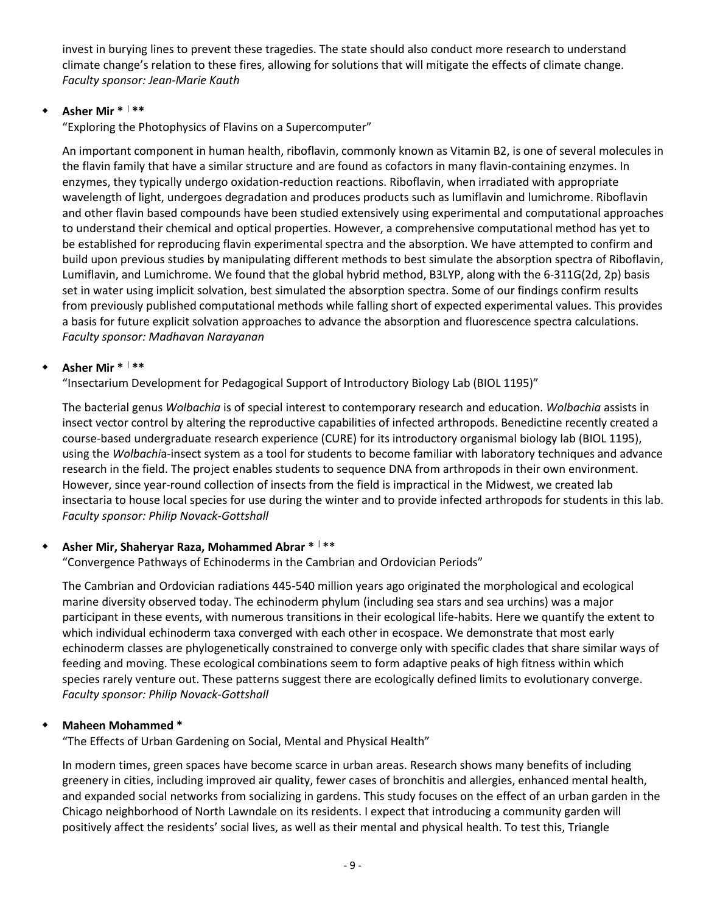invest in burying lines to prevent these tragedies. The state should also conduct more research to understand climate change's relation to these fires, allowing for solutions that will mitigate the effects of climate change.
*Faculty sponsor: Jean-Marie Kauth*

- **Asher Mir * | ****

  "Exploring the Photophysics of Flavins on a Supercomputer"

  An important component in human health, riboflavin, commonly known as Vitamin B2, is one of several molecules in the flavin family that have a similar structure and are found as cofactors in many flavin-containing enzymes. In enzymes, they typically undergo oxidation-reduction reactions. Riboflavin, when irradiated with appropriate wavelength of light, undergoes degradation and produces products such as lumiflavin and lumichrome. Riboflavin and other flavin based compounds have been studied extensively using experimental and computational approaches to understand their chemical and optical properties. However, a comprehensive computational method has yet to be established for reproducing flavin experimental spectra and the absorption. We have attempted to confirm and build upon previous studies by manipulating different methods to best simulate the absorption spectra of Riboflavin, Lumiflavin, and Lumichrome. We found that the global hybrid method, B3LYP, along with the 6-311G(2d, 2p) basis set in water using implicit solvation, best simulated the absorption spectra. Some of our findings confirm results from previously published computational methods while falling short of expected experimental values. This provides a basis for future explicit solvation approaches to advance the absorption and fluorescence spectra calculations.
  *Faculty sponsor: Madhavan Narayanan*

- **Asher Mir * | ****

  "Insectarium Development for Pedagogical Support of Introductory Biology Lab (BIOL 1195)"

  The bacterial genus *Wolbachia* is of special interest to contemporary research and education. *Wolbachia* assists in insect vector control by altering the reproductive capabilities of infected arthropods. Benedictine recently created a course-based undergraduate research experience (CURE) for its introductory organismal biology lab (BIOL 1195), using the *Wolbachia*-insect system as a tool for students to become familiar with laboratory techniques and advance research in the field. The project enables students to sequence DNA from arthropods in their own environment. However, since year-round collection of insects from the field is impractical in the Midwest, we created lab insectaria to house local species for use during the winter and to provide infected arthropods for students in this lab.
  *Faculty sponsor: Philip Novack-Gottshall*

- **Asher Mir, Shaheryar Raza, Mohammed Abrar * | ****

  "Convergence Pathways of Echinoderms in the Cambrian and Ordovician Periods"

  The Cambrian and Ordovician radiations 445-540 million years ago originated the morphological and ecological marine diversity observed today. The echinoderm phylum (including sea stars and sea urchins) was a major participant in these events, with numerous transitions in their ecological life-habits. Here we quantify the extent to which individual echinoderm taxa converged with each other in ecospace. We demonstrate that most early echinoderm classes are phylogenetically constrained to converge only with specific clades that share similar ways of feeding and moving. These ecological combinations seem to form adaptive peaks of high fitness within which species rarely venture out. These patterns suggest there are ecologically defined limits to evolutionary converge.
  *Faculty sponsor: Philip Novack-Gottshall*

- **Maheen Mohammed ***

  "The Effects of Urban Gardening on Social, Mental and Physical Health"

  In modern times, green spaces have become scarce in urban areas. Research shows many benefits of including greenery in cities, including improved air quality, fewer cases of bronchitis and allergies, enhanced mental health, and expanded social networks from socializing in gardens. This study focuses on the effect of an urban garden in the Chicago neighborhood of North Lawndale on its residents. I expect that introducing a community garden will positively affect the residents' social lives, as well as their mental and physical health. To test this, Triangle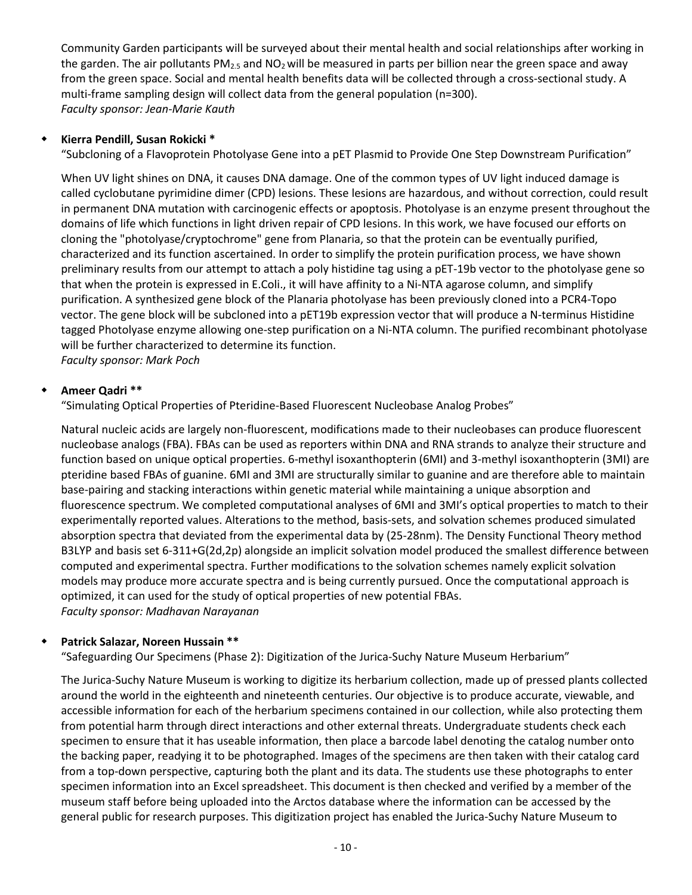Community Garden participants will be surveyed about their mental health and social relationships after working in the garden. The air pollutants $PM_{2.5}$ and $NO_2$ will be measured in parts per billion near the green space and away from the green space. Social and mental health benefits data will be collected through a cross-sectional study. A multi-frame sampling design will collect data from the general population (n=300).
*Faculty sponsor: Jean-Marie Kauth*

- **Kierra Pendill, Susan Rokicki ***

  "Subcloning of a Flavoprotein Photolyase Gene into a pET Plasmid to Provide One Step Downstream Purification"

  When UV light shines on DNA, it causes DNA damage. One of the common types of UV light induced damage is called cyclobutane pyrimidine dimer (CPD) lesions. These lesions are hazardous, and without correction, could result in permanent DNA mutation with carcinogenic effects or apoptosis. Photolyase is an enzyme present throughout the domains of life which functions in light driven repair of CPD lesions. In this work, we have focused our efforts on cloning the "photolyase/cryptochrome" gene from Planaria, so that the protein can be eventually purified, characterized and its function ascertained. In order to simplify the protein purification process, we have shown preliminary results from our attempt to attach a poly histidine tag using a pET-19b vector to the photolyase gene so that when the protein is expressed in E.Coli., it will have affinity to a Ni-NTA agarose column, and simplify purification. A synthesized gene block of the Planaria photolyase has been previously cloned into a PCR4-Topo vector. The gene block will be subcloned into a pET19b expression vector that will produce a N-terminus Histidine tagged Photolyase enzyme allowing one-step purification on a Ni-NTA column. The purified recombinant photolyase will be further characterized to determine its function.
  *Faculty sponsor: Mark Poch*

- **Ameer Qadri ****

  "Simulating Optical Properties of Pteridine-Based Fluorescent Nucleobase Analog Probes"

  Natural nucleic acids are largely non-fluorescent, modifications made to their nucleobases can produce fluorescent nucleobase analogs (FBA). FBAs can be used as reporters within DNA and RNA strands to analyze their structure and function based on unique optical properties. 6-methyl isoxanthopterin (6MI) and 3-methyl isoxanthopterin (3MI) are pteridine based FBAs of guanine. 6MI and 3MI are structurally similar to guanine and are therefore able to maintain base-pairing and stacking interactions within genetic material while maintaining a unique absorption and fluorescence spectrum. We completed computational analyses of 6MI and 3MI's optical properties to match to their experimentally reported values. Alterations to the method, basis-sets, and solvation schemes produced simulated absorption spectra that deviated from the experimental data by (25-28nm). The Density Functional Theory method B3LYP and basis set 6-311+G(2d,2p) alongside an implicit solvation model produced the smallest difference between computed and experimental spectra. Further modifications to the solvation schemes namely explicit solvation models may produce more accurate spectra and is being currently pursued. Once the computational approach is optimized, it can used for the study of optical properties of new potential FBAs.
  *Faculty sponsor: Madhavan Narayanan*

- **Patrick Salazar, Noreen Hussain ****

  "Safeguarding Our Specimens (Phase 2): Digitization of the Jurica-Suchy Nature Museum Herbarium"

  The Jurica-Suchy Nature Museum is working to digitize its herbarium collection, made up of pressed plants collected around the world in the eighteenth and nineteenth centuries. Our objective is to produce accurate, viewable, and accessible information for each of the herbarium specimens contained in our collection, while also protecting them from potential harm through direct interactions and other external threats. Undergraduate students check each specimen to ensure that it has useable information, then place a barcode label denoting the catalog number onto the backing paper, readying it to be photographed. Images of the specimens are then taken with their catalog card from a top-down perspective, capturing both the plant and its data. The students use these photographs to enter specimen information into an Excel spreadsheet. This document is then checked and verified by a member of the museum staff before being uploaded into the Arctos database where the information can be accessed by the general public for research purposes. This digitization project has enabled the Jurica-Suchy Nature Museum to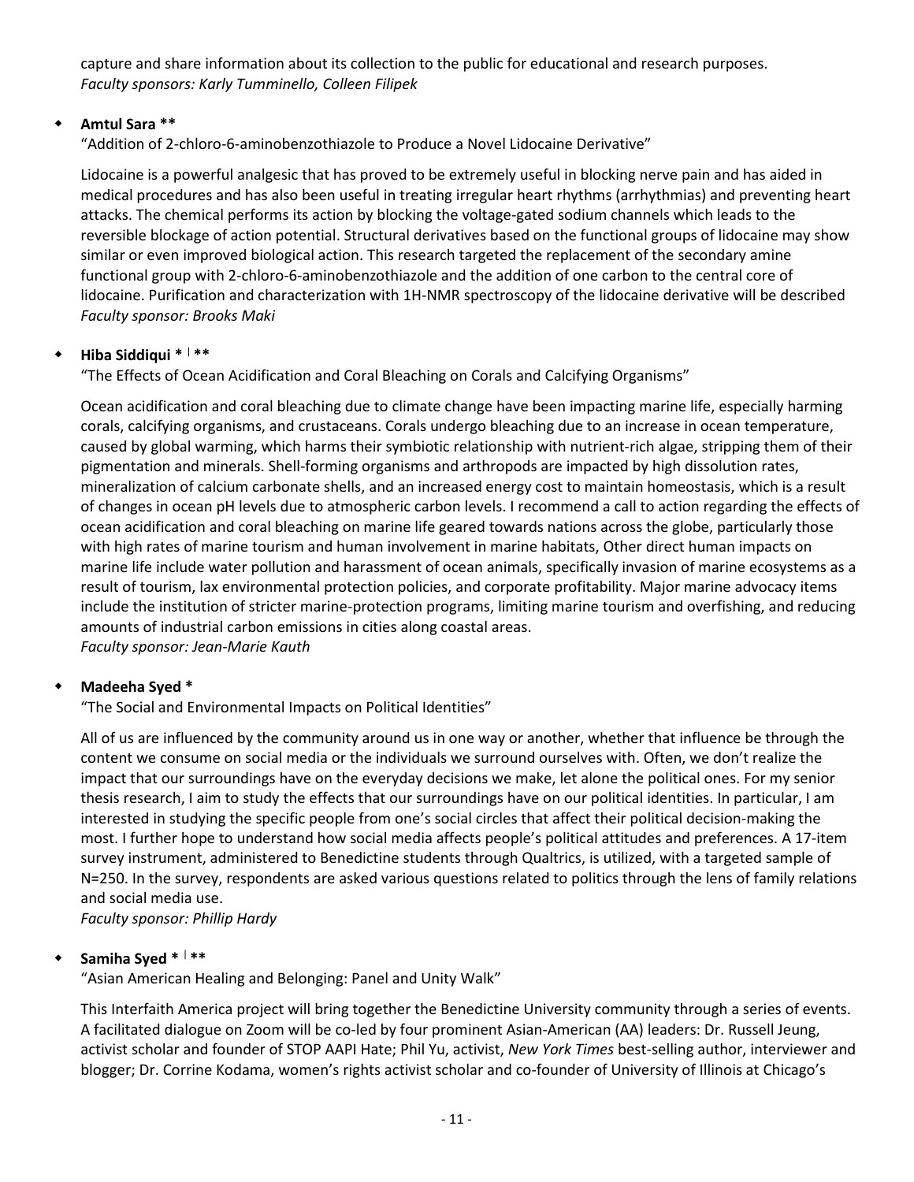capture and share information about its collection to the public for educational and research purposes.
*Faculty sponsors: Karly Tumminello, Colleen Filipek*

- **Amtul Sara \*\***

  "Addition of 2-chloro-6-aminobenzothiazole to Produce a Novel Lidocaine Derivative"

  Lidocaine is a powerful analgesic that has proved to be extremely useful in blocking nerve pain and has aided in medical procedures and has also been useful in treating irregular heart rhythms (arrhythmias) and preventing heart attacks. The chemical performs its action by blocking the voltage-gated sodium channels which leads to the reversible blockage of action potential. Structural derivatives based on the functional groups of lidocaine may show similar or even improved biological action. This research targeted the replacement of the secondary amine functional group with 2-chloro-6-aminobenzothiazole and the addition of one carbon to the central core of lidocaine. Purification and characterization with 1H-NMR spectroscopy of the lidocaine derivative will be described
  *Faculty sponsor: Brooks Maki*

- **Hiba Siddiqui \* ǀ \*\***

  "The Effects of Ocean Acidification and Coral Bleaching on Corals and Calcifying Organisms"

  Ocean acidification and coral bleaching due to climate change have been impacting marine life, especially harming corals, calcifying organisms, and crustaceans. Corals undergo bleaching due to an increase in ocean temperature, caused by global warming, which harms their symbiotic relationship with nutrient-rich algae, stripping them of their pigmentation and minerals. Shell-forming organisms and arthropods are impacted by high dissolution rates, mineralization of calcium carbonate shells, and an increased energy cost to maintain homeostasis, which is a result of changes in ocean pH levels due to atmospheric carbon levels. I recommend a call to action regarding the effects of ocean acidification and coral bleaching on marine life geared towards nations across the globe, particularly those with high rates of marine tourism and human involvement in marine habitats, Other direct human impacts on marine life include water pollution and harassment of ocean animals, specifically invasion of marine ecosystems as a result of tourism, lax environmental protection policies, and corporate profitability. Major marine advocacy items include the institution of stricter marine-protection programs, limiting marine tourism and overfishing, and reducing amounts of industrial carbon emissions in cities along coastal areas.
  *Faculty sponsor: Jean-Marie Kauth*

- **Madeeha Syed \***

  "The Social and Environmental Impacts on Political Identities"

  All of us are influenced by the community around us in one way or another, whether that influence be through the content we consume on social media or the individuals we surround ourselves with. Often, we don't realize the impact that our surroundings have on the everyday decisions we make, let alone the political ones. For my senior thesis research, I aim to study the effects that our surroundings have on our political identities. In particular, I am interested in studying the specific people from one's social circles that affect their political decision-making the most. I further hope to understand how social media affects people's political attitudes and preferences. A 17-item survey instrument, administered to Benedictine students through Qualtrics, is utilized, with a targeted sample of N=250. In the survey, respondents are asked various questions related to politics through the lens of family relations and social media use.
  *Faculty sponsor: Phillip Hardy*

- **Samiha Syed \* ǀ \*\***

  "Asian American Healing and Belonging: Panel and Unity Walk"

  This Interfaith America project will bring together the Benedictine University community through a series of events. A facilitated dialogue on Zoom will be co-led by four prominent Asian-American (AA) leaders: Dr. Russell Jeung, activist scholar and founder of STOP AAPI Hate; Phil Yu, activist, *New York Times* best-selling author, interviewer and blogger; Dr. Corrine Kodama, women's rights activist scholar and co-founder of University of Illinois at Chicago's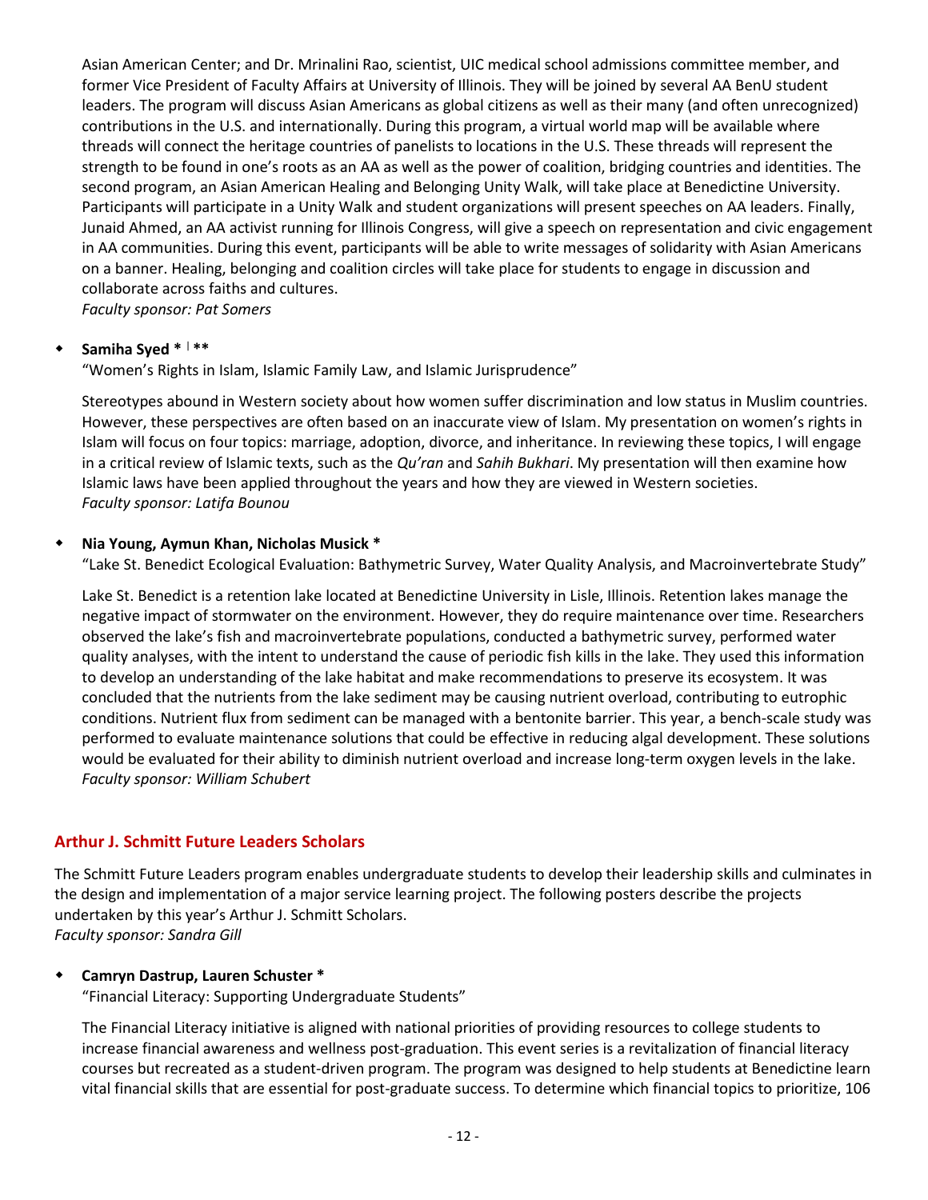Asian American Center; and Dr. Mrinalini Rao, scientist, UIC medical school admissions committee member, and former Vice President of Faculty Affairs at University of Illinois. They will be joined by several AA BenU student leaders. The program will discuss Asian Americans as global citizens as well as their many (and often unrecognized) contributions in the U.S. and internationally. During this program, a virtual world map will be available where threads will connect the heritage countries of panelists to locations in the U.S. These threads will represent the strength to be found in one's roots as an AA as well as the power of coalition, bridging countries and identities. The second program, an Asian American Healing and Belonging Unity Walk, will take place at Benedictine University. Participants will participate in a Unity Walk and student organizations will present speeches on AA leaders. Finally, Junaid Ahmed, an AA activist running for Illinois Congress, will give a speech on representation and civic engagement in AA communities. During this event, participants will be able to write messages of solidarity with Asian Americans on a banner. Healing, belonging and coalition circles will take place for students to engage in discussion and collaborate across faiths and cultures.
*Faculty sponsor: Pat Somers*

- **Samiha Syed * | ****

  "Women's Rights in Islam, Islamic Family Law, and Islamic Jurisprudence"

  Stereotypes abound in Western society about how women suffer discrimination and low status in Muslim countries. However, these perspectives are often based on an inaccurate view of Islam. My presentation on women's rights in Islam will focus on four topics: marriage, adoption, divorce, and inheritance. In reviewing these topics, I will engage in a critical review of Islamic texts, such as the *Qu'ran* and *Sahih Bukhari*. My presentation will then examine how Islamic laws have been applied throughout the years and how they are viewed in Western societies.
  *Faculty sponsor: Latifa Bounou*

- **Nia Young, Aymun Khan, Nicholas Musick ***

  "Lake St. Benedict Ecological Evaluation: Bathymetric Survey, Water Quality Analysis, and Macroinvertebrate Study"

  Lake St. Benedict is a retention lake located at Benedictine University in Lisle, Illinois. Retention lakes manage the negative impact of stormwater on the environment. However, they do require maintenance over time. Researchers observed the lake's fish and macroinvertebrate populations, conducted a bathymetric survey, performed water quality analyses, with the intent to understand the cause of periodic fish kills in the lake. They used this information to develop an understanding of the lake habitat and make recommendations to preserve its ecosystem. It was concluded that the nutrients from the lake sediment may be causing nutrient overload, contributing to eutrophic conditions. Nutrient flux from sediment can be managed with a bentonite barrier. This year, a bench-scale study was performed to evaluate maintenance solutions that could be effective in reducing algal development. These solutions would be evaluated for their ability to diminish nutrient overload and increase long-term oxygen levels in the lake.
  *Faculty sponsor: William Schubert*

## Arthur J. Schmitt Future Leaders Scholars

The Schmitt Future Leaders program enables undergraduate students to develop their leadership skills and culminates in the design and implementation of a major service learning project. The following posters describe the projects undertaken by this year's Arthur J. Schmitt Scholars.
*Faculty sponsor: Sandra Gill*

- **Camryn Dastrup, Lauren Schuster ***

  "Financial Literacy: Supporting Undergraduate Students"

  The Financial Literacy initiative is aligned with national priorities of providing resources to college students to increase financial awareness and wellness post-graduation. This event series is a revitalization of financial literacy courses but recreated as a student-driven program. The program was designed to help students at Benedictine learn vital financial skills that are essential for post-graduate success. To determine which financial topics to prioritize, 106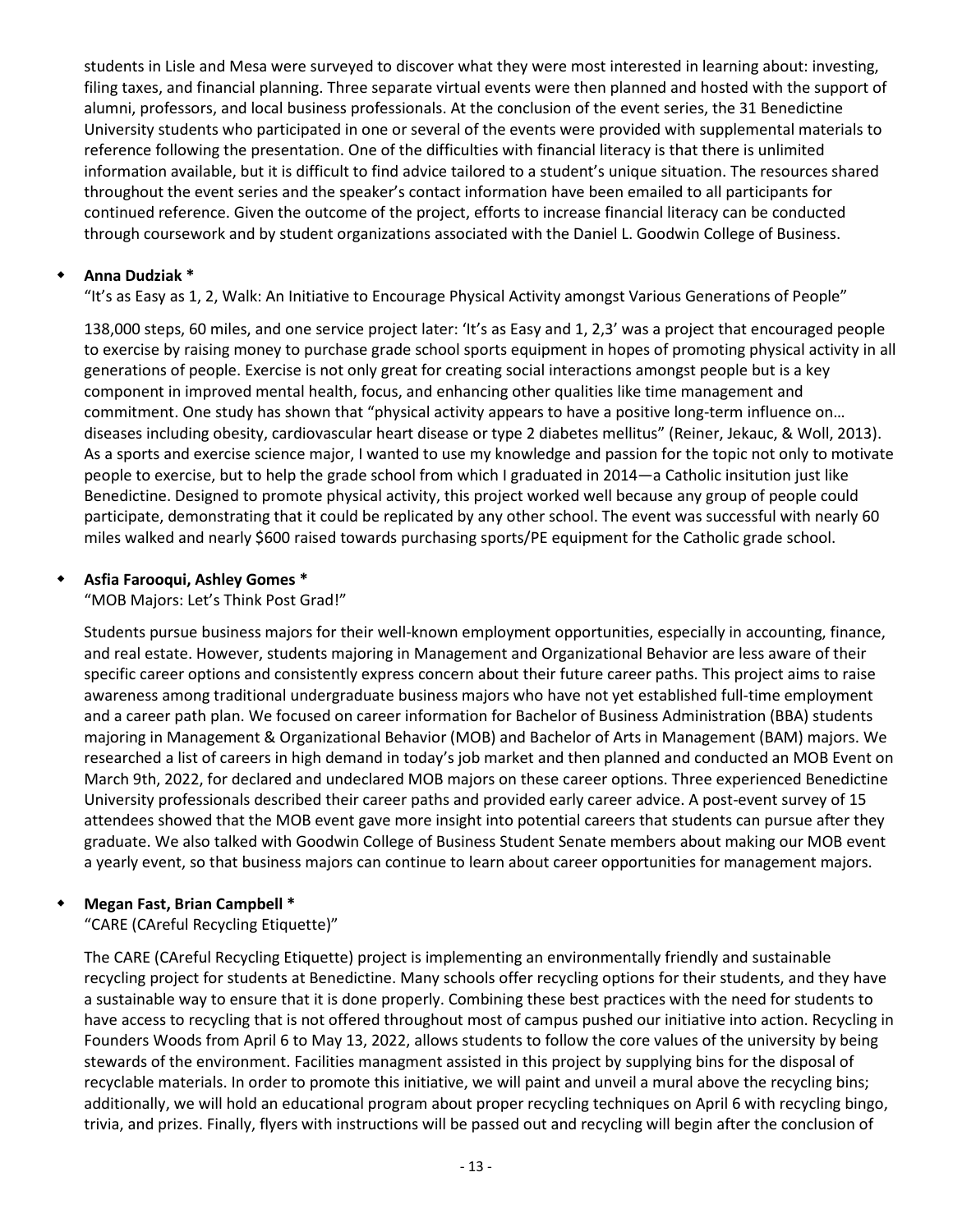students in Lisle and Mesa were surveyed to discover what they were most interested in learning about: investing, filing taxes, and financial planning. Three separate virtual events were then planned and hosted with the support of alumni, professors, and local business professionals. At the conclusion of the event series, the 31 Benedictine University students who participated in one or several of the events were provided with supplemental materials to reference following the presentation. One of the difficulties with financial literacy is that there is unlimited information available, but it is difficult to find advice tailored to a student's unique situation. The resources shared throughout the event series and the speaker's contact information have been emailed to all participants for continued reference. Given the outcome of the project, efforts to increase financial literacy can be conducted through coursework and by student organizations associated with the Daniel L. Goodwin College of Business.

- **Anna Dudziak \***

  "It's as Easy as 1, 2, Walk: An Initiative to Encourage Physical Activity amongst Various Generations of People"

  138,000 steps, 60 miles, and one service project later: 'It's as Easy and 1, 2,3' was a project that encouraged people to exercise by raising money to purchase grade school sports equipment in hopes of promoting physical activity in all generations of people. Exercise is not only great for creating social interactions amongst people but is a key component in improved mental health, focus, and enhancing other qualities like time management and commitment. One study has shown that "physical activity appears to have a positive long-term influence on… diseases including obesity, cardiovascular heart disease or type 2 diabetes mellitus" (Reiner, Jekauc, & Woll, 2013). As a sports and exercise science major, I wanted to use my knowledge and passion for the topic not only to motivate people to exercise, but to help the grade school from which I graduated in 2014—a Catholic insitution just like Benedictine. Designed to promote physical activity, this project worked well because any group of people could participate, demonstrating that it could be replicated by any other school. The event was successful with nearly 60 miles walked and nearly $600 raised towards purchasing sports/PE equipment for the Catholic grade school.

- **Asfia Farooqui, Ashley Gomes \***

  "MOB Majors: Let's Think Post Grad!"

  Students pursue business majors for their well-known employment opportunities, especially in accounting, finance, and real estate. However, students majoring in Management and Organizational Behavior are less aware of their specific career options and consistently express concern about their future career paths. This project aims to raise awareness among traditional undergraduate business majors who have not yet established full-time employment and a career path plan. We focused on career information for Bachelor of Business Administration (BBA) students majoring in Management & Organizational Behavior (MOB) and Bachelor of Arts in Management (BAM) majors. We researched a list of careers in high demand in today's job market and then planned and conducted an MOB Event on March 9th, 2022, for declared and undeclared MOB majors on these career options. Three experienced Benedictine University professionals described their career paths and provided early career advice. A post-event survey of 15 attendees showed that the MOB event gave more insight into potential careers that students can pursue after they graduate. We also talked with Goodwin College of Business Student Senate members about making our MOB event a yearly event, so that business majors can continue to learn about career opportunities for management majors.

- **Megan Fast, Brian Campbell \***

  "CARE (CAreful Recycling Etiquette)"

  The CARE (CAreful Recycling Etiquette) project is implementing an environmentally friendly and sustainable recycling project for students at Benedictine. Many schools offer recycling options for their students, and they have a sustainable way to ensure that it is done properly. Combining these best practices with the need for students to have access to recycling that is not offered throughout most of campus pushed our initiative into action. Recycling in Founders Woods from April 6 to May 13, 2022, allows students to follow the core values of the university by being stewards of the environment. Facilities managment assisted in this project by supplying bins for the disposal of recyclable materials. In order to promote this initiative, we will paint and unveil a mural above the recycling bins; additionally, we will hold an educational program about proper recycling techniques on April 6 with recycling bingo, trivia, and prizes. Finally, flyers with instructions will be passed out and recycling will begin after the conclusion of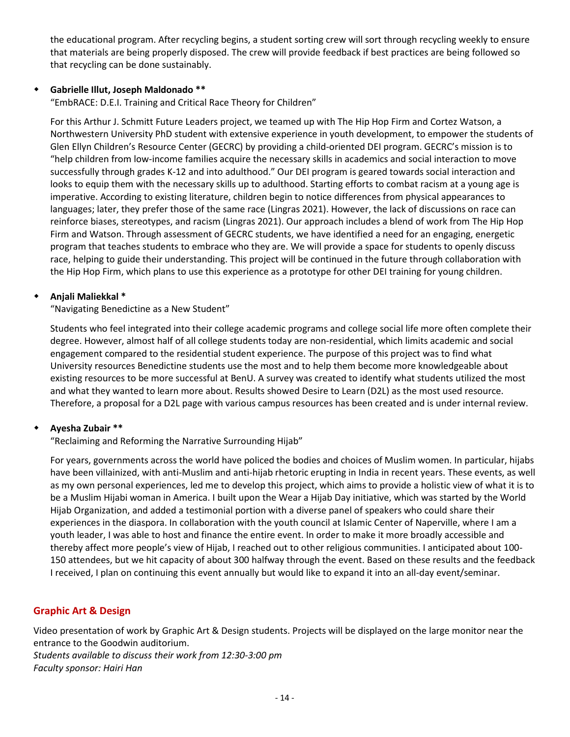the educational program. After recycling begins, a student sorting crew will sort through recycling weekly to ensure that materials are being properly disposed. The crew will provide feedback if best practices are being followed so that recycling can be done sustainably.

- **Gabrielle Illut, Joseph Maldonado \*\***

  "EmbRACE: D.E.I. Training and Critical Race Theory for Children"

  For this Arthur J. Schmitt Future Leaders project, we teamed up with The Hip Hop Firm and Cortez Watson, a Northwestern University PhD student with extensive experience in youth development, to empower the students of Glen Ellyn Children's Resource Center (GECRC) by providing a child-oriented DEI program. GECRC's mission is to "help children from low-income families acquire the necessary skills in academics and social interaction to move successfully through grades K-12 and into adulthood." Our DEI program is geared towards social interaction and looks to equip them with the necessary skills up to adulthood. Starting efforts to combat racism at a young age is imperative. According to existing literature, children begin to notice differences from physical appearances to languages; later, they prefer those of the same race (Lingras 2021). However, the lack of discussions on race can reinforce biases, stereotypes, and racism (Lingras 2021). Our approach includes a blend of work from The Hip Hop Firm and Watson. Through assessment of GECRC students, we have identified a need for an engaging, energetic program that teaches students to embrace who they are. We will provide a space for students to openly discuss race, helping to guide their understanding. This project will be continued in the future through collaboration with the Hip Hop Firm, which plans to use this experience as a prototype for other DEI training for young children.

- **Anjali Maliekkal \***

  "Navigating Benedictine as a New Student"

  Students who feel integrated into their college academic programs and college social life more often complete their degree. However, almost half of all college students today are non-residential, which limits academic and social engagement compared to the residential student experience. The purpose of this project was to find what University resources Benedictine students use the most and to help them become more knowledgeable about existing resources to be more successful at BenU. A survey was created to identify what students utilized the most and what they wanted to learn more about. Results showed Desire to Learn (D2L) as the most used resource. Therefore, a proposal for a D2L page with various campus resources has been created and is under internal review.

- **Ayesha Zubair \*\***

  "Reclaiming and Reforming the Narrative Surrounding Hijab"

  For years, governments across the world have policed the bodies and choices of Muslim women. In particular, hijabs have been villainized, with anti-Muslim and anti-hijab rhetoric erupting in India in recent years. These events, as well as my own personal experiences, led me to develop this project, which aims to provide a holistic view of what it is to be a Muslim Hijabi woman in America. I built upon the Wear a Hijab Day initiative, which was started by the World Hijab Organization, and added a testimonial portion with a diverse panel of speakers who could share their experiences in the diaspora. In collaboration with the youth council at Islamic Center of Naperville, where I am a youth leader, I was able to host and finance the entire event. In order to make it more broadly accessible and thereby affect more people's view of Hijab, I reached out to other religious communities. I anticipated about 100-150 attendees, but we hit capacity of about 300 halfway through the event. Based on these results and the feedback I received, I plan on continuing this event annually but would like to expand it into an all-day event/seminar.

## Graphic Art & Design

Video presentation of work by Graphic Art & Design students. Projects will be displayed on the large monitor near the entrance to the Goodwin auditorium.

*Students available to discuss their work from 12:30-3:00 pm*

*Faculty sponsor: Hairi Han*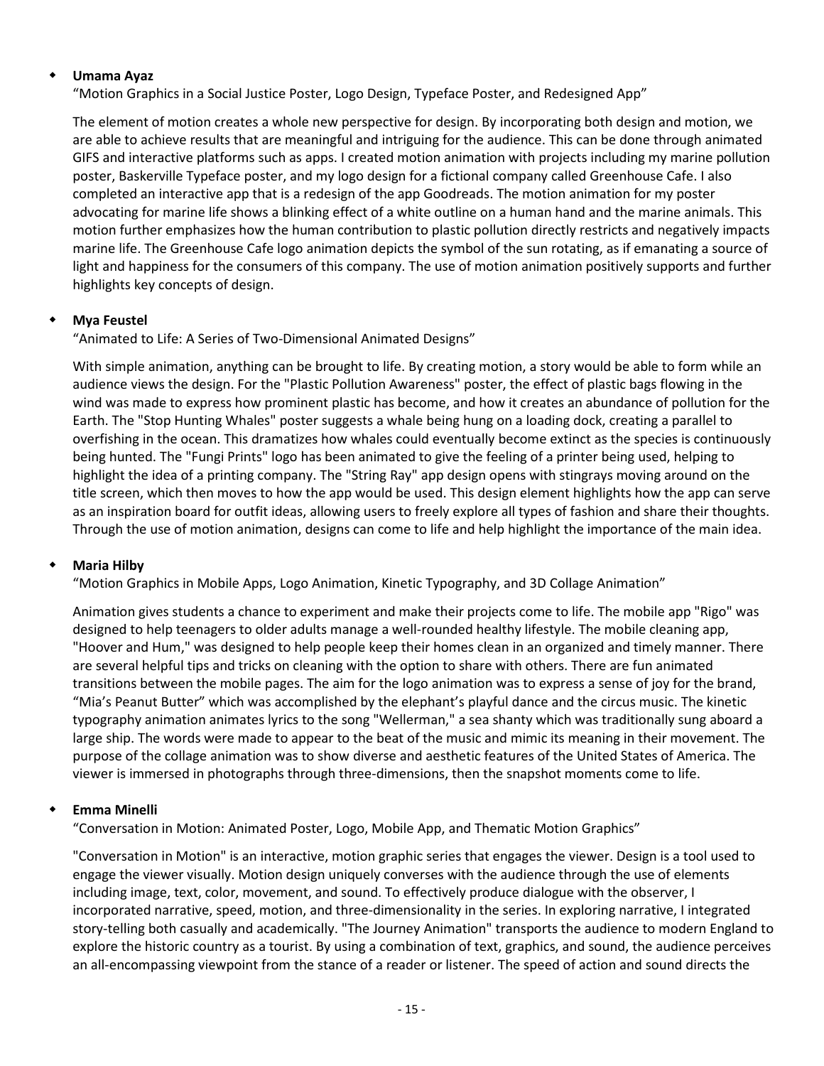- **Umama Ayaz**

  "Motion Graphics in a Social Justice Poster, Logo Design, Typeface Poster, and Redesigned App"

  The element of motion creates a whole new perspective for design. By incorporating both design and motion, we are able to achieve results that are meaningful and intriguing for the audience. This can be done through animated GIFS and interactive platforms such as apps. I created motion animation with projects including my marine pollution poster, Baskerville Typeface poster, and my logo design for a fictional company called Greenhouse Cafe. I also completed an interactive app that is a redesign of the app Goodreads. The motion animation for my poster advocating for marine life shows a blinking effect of a white outline on a human hand and the marine animals. This motion further emphasizes how the human contribution to plastic pollution directly restricts and negatively impacts marine life. The Greenhouse Cafe logo animation depicts the symbol of the sun rotating, as if emanating a source of light and happiness for the consumers of this company. The use of motion animation positively supports and further highlights key concepts of design.

- **Mya Feustel**

  "Animated to Life: A Series of Two-Dimensional Animated Designs"

  With simple animation, anything can be brought to life. By creating motion, a story would be able to form while an audience views the design. For the "Plastic Pollution Awareness" poster, the effect of plastic bags flowing in the wind was made to express how prominent plastic has become, and how it creates an abundance of pollution for the Earth. The "Stop Hunting Whales" poster suggests a whale being hung on a loading dock, creating a parallel to overfishing in the ocean. This dramatizes how whales could eventually become extinct as the species is continuously being hunted. The "Fungi Prints" logo has been animated to give the feeling of a printer being used, helping to highlight the idea of a printing company. The "String Ray" app design opens with stingrays moving around on the title screen, which then moves to how the app would be used. This design element highlights how the app can serve as an inspiration board for outfit ideas, allowing users to freely explore all types of fashion and share their thoughts. Through the use of motion animation, designs can come to life and help highlight the importance of the main idea.

- **Maria Hilby**

  "Motion Graphics in Mobile Apps, Logo Animation, Kinetic Typography, and 3D Collage Animation"

  Animation gives students a chance to experiment and make their projects come to life. The mobile app "Rigo" was designed to help teenagers to older adults manage a well-rounded healthy lifestyle. The mobile cleaning app, "Hoover and Hum," was designed to help people keep their homes clean in an organized and timely manner. There are several helpful tips and tricks on cleaning with the option to share with others. There are fun animated transitions between the mobile pages. The aim for the logo animation was to express a sense of joy for the brand, "Mia's Peanut Butter" which was accomplished by the elephant's playful dance and the circus music. The kinetic typography animation animates lyrics to the song "Wellerman," a sea shanty which was traditionally sung aboard a large ship. The words were made to appear to the beat of the music and mimic its meaning in their movement. The purpose of the collage animation was to show diverse and aesthetic features of the United States of America. The viewer is immersed in photographs through three-dimensions, then the snapshot moments come to life.

- **Emma Minelli**

  "Conversation in Motion: Animated Poster, Logo, Mobile App, and Thematic Motion Graphics"

  "Conversation in Motion" is an interactive, motion graphic series that engages the viewer. Design is a tool used to engage the viewer visually. Motion design uniquely converses with the audience through the use of elements including image, text, color, movement, and sound. To effectively produce dialogue with the observer, I incorporated narrative, speed, motion, and three-dimensionality in the series. In exploring narrative, I integrated story-telling both casually and academically. "The Journey Animation" transports the audience to modern England to explore the historic country as a tourist. By using a combination of text, graphics, and sound, the audience perceives an all-encompassing viewpoint from the stance of a reader or listener. The speed of action and sound directs the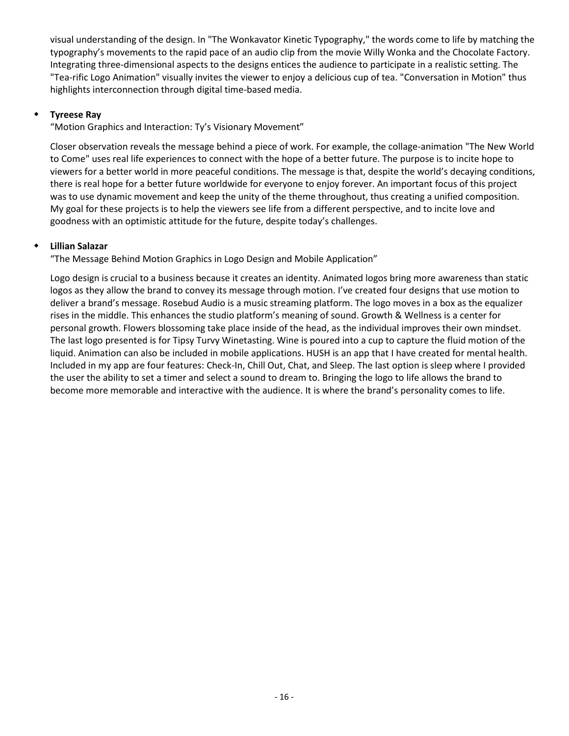visual understanding of the design. In "The Wonkavator Kinetic Typography," the words come to life by matching the typography's movements to the rapid pace of an audio clip from the movie Willy Wonka and the Chocolate Factory. Integrating three-dimensional aspects to the designs entices the audience to participate in a realistic setting. The "Tea-rific Logo Animation" visually invites the viewer to enjoy a delicious cup of tea. "Conversation in Motion" thus highlights interconnection through digital time-based media.

- **Tyreese Ray**

  "Motion Graphics and Interaction: Ty's Visionary Movement"

  Closer observation reveals the message behind a piece of work. For example, the collage-animation "The New World to Come" uses real life experiences to connect with the hope of a better future. The purpose is to incite hope to viewers for a better world in more peaceful conditions. The message is that, despite the world's decaying conditions, there is real hope for a better future worldwide for everyone to enjoy forever. An important focus of this project was to use dynamic movement and keep the unity of the theme throughout, thus creating a unified composition. My goal for these projects is to help the viewers see life from a different perspective, and to incite love and goodness with an optimistic attitude for the future, despite today's challenges.

- **Lillian Salazar**

  "The Message Behind Motion Graphics in Logo Design and Mobile Application"

  Logo design is crucial to a business because it creates an identity. Animated logos bring more awareness than static logos as they allow the brand to convey its message through motion. I've created four designs that use motion to deliver a brand's message. Rosebud Audio is a music streaming platform. The logo moves in a box as the equalizer rises in the middle. This enhances the studio platform's meaning of sound. Growth & Wellness is a center for personal growth. Flowers blossoming take place inside of the head, as the individual improves their own mindset. The last logo presented is for Tipsy Turvy Winetasting. Wine is poured into a cup to capture the fluid motion of the liquid. Animation can also be included in mobile applications. HUSH is an app that I have created for mental health. Included in my app are four features: Check-In, Chill Out, Chat, and Sleep. The last option is sleep where I provided the user the ability to set a timer and select a sound to dream to. Bringing the logo to life allows the brand to become more memorable and interactive with the audience. It is where the brand's personality comes to life.